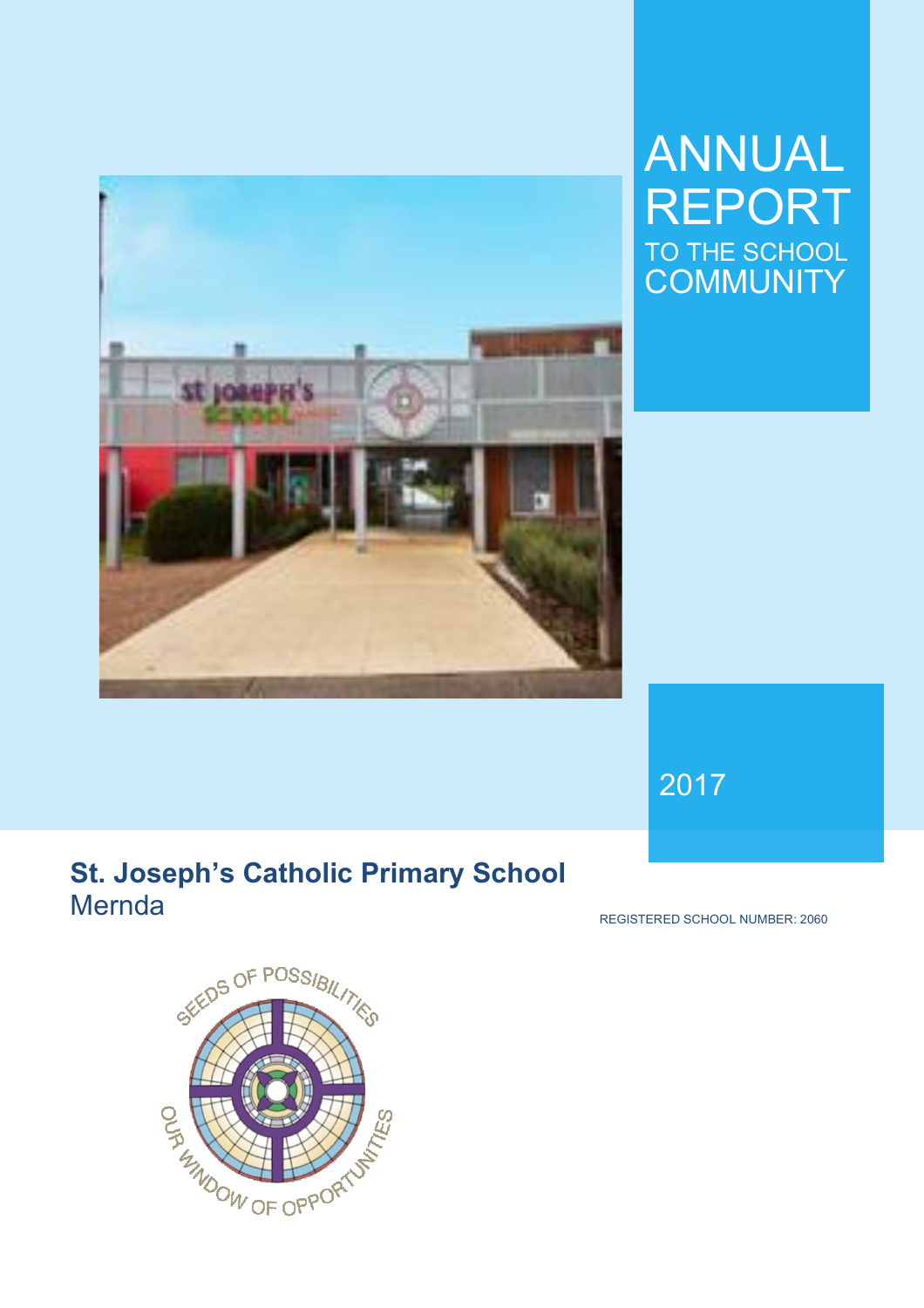# ANNUAL REPORT

TO THE SCHOOL COMMUNITY

2017

**St. Joseph's Catholic Primary School**
Mernda

REGISTERED SCHOOL NUMBER: 2060

SEEDS OF POSSIBILITIES

OUR WINDOW OF OPPORTUNITIES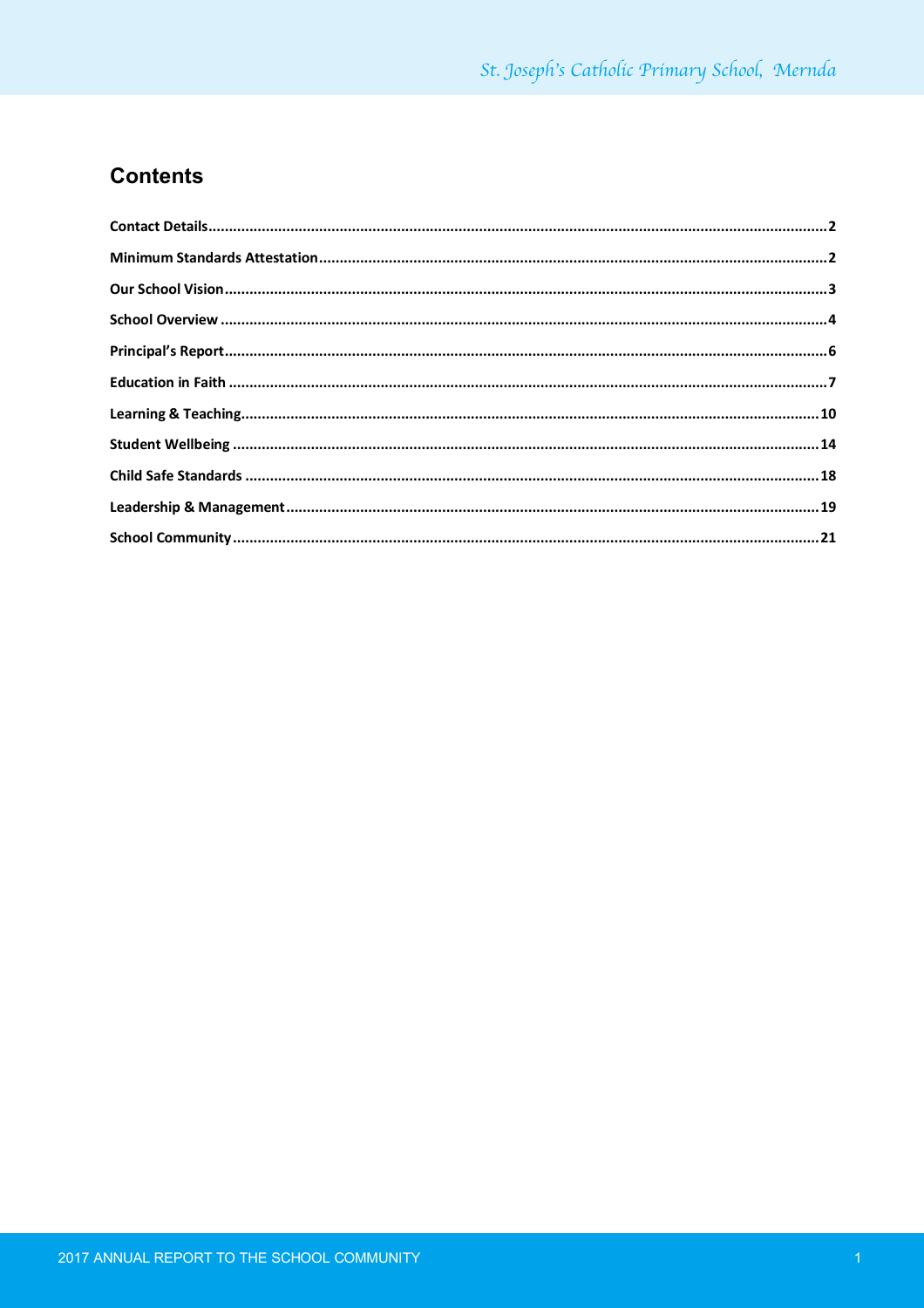## Contents

**Contact Details** ..... **2**

**Minimum Standards Attestation** ..... **2**

**Our School Vision** ..... **3**

**School Overview** ..... **4**

**Principal's Report** ..... **6**

**Education in Faith** ..... **7**

**Learning & Teaching** ..... **10**

**Student Wellbeing** ..... **14**

**Child Safe Standards** ..... **18**

**Leadership & Management** ..... **19**

**School Community** ..... **21**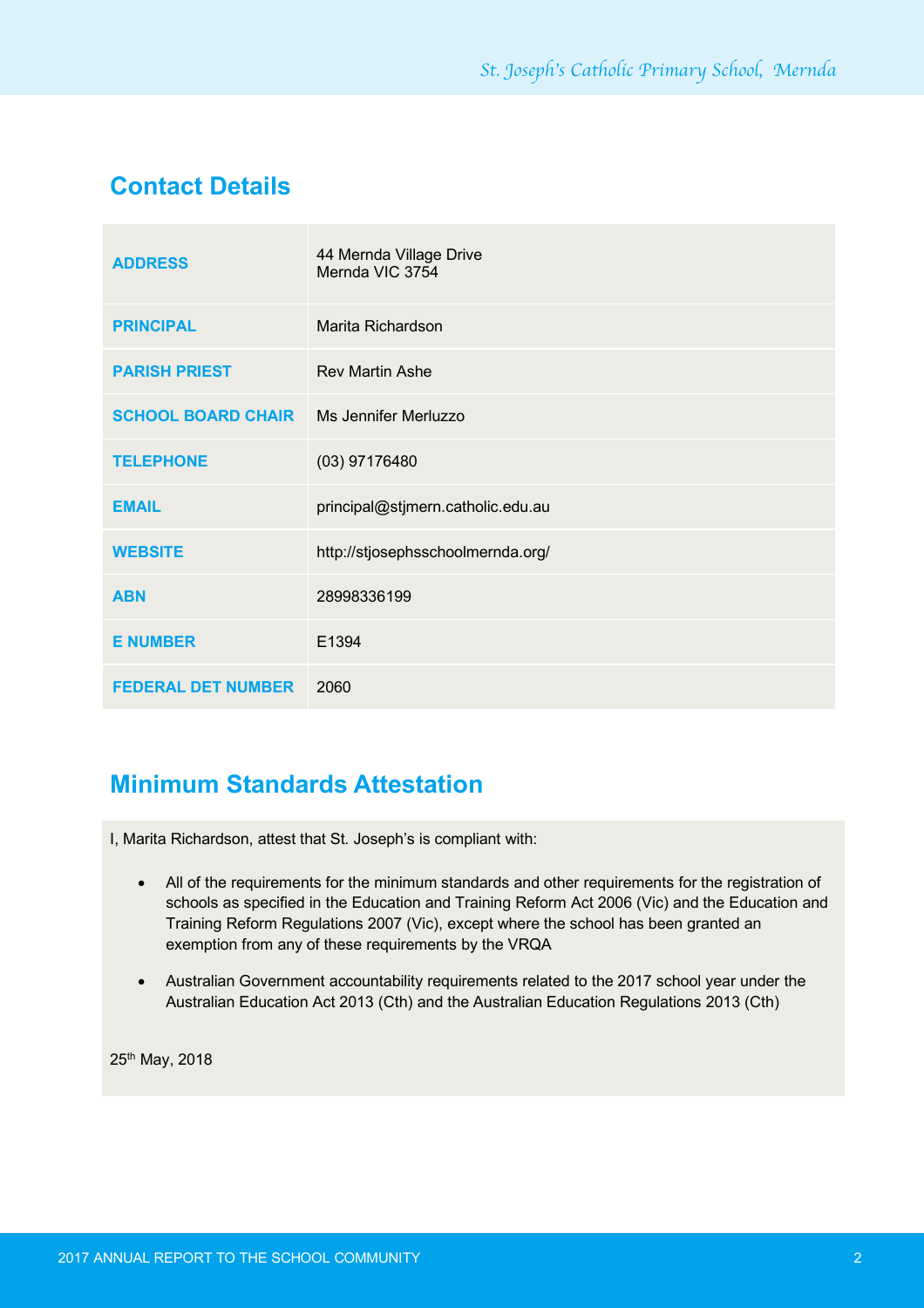## Contact Details

| | |
|---|---|
| **ADDRESS** | 44 Mernda Village Drive<br>Mernda VIC 3754 |
| **PRINCIPAL** | Marita Richardson |
| **PARISH PRIEST** | Rev Martin Ashe |
| **SCHOOL BOARD CHAIR** | Ms Jennifer Merluzzo |
| **TELEPHONE** | (03) 97176480 |
| **EMAIL** | principal@stjmern.catholic.edu.au |
| **WEBSITE** | http://stjosephsschoolmernda.org/ |
| **ABN** | 28998336199 |
| **E NUMBER** | E1394 |
| **FEDERAL DET NUMBER** | 2060 |

## Minimum Standards Attestation

I, Marita Richardson, attest that St. Joseph's is compliant with:

- All of the requirements for the minimum standards and other requirements for the registration of schools as specified in the Education and Training Reform Act 2006 (Vic) and the Education and Training Reform Regulations 2007 (Vic), except where the school has been granted an exemption from any of these requirements by the VRQA
- Australian Government accountability requirements related to the 2017 school year under the Australian Education Act 2013 (Cth) and the Australian Education Regulations 2013 (Cth)

25th May, 2018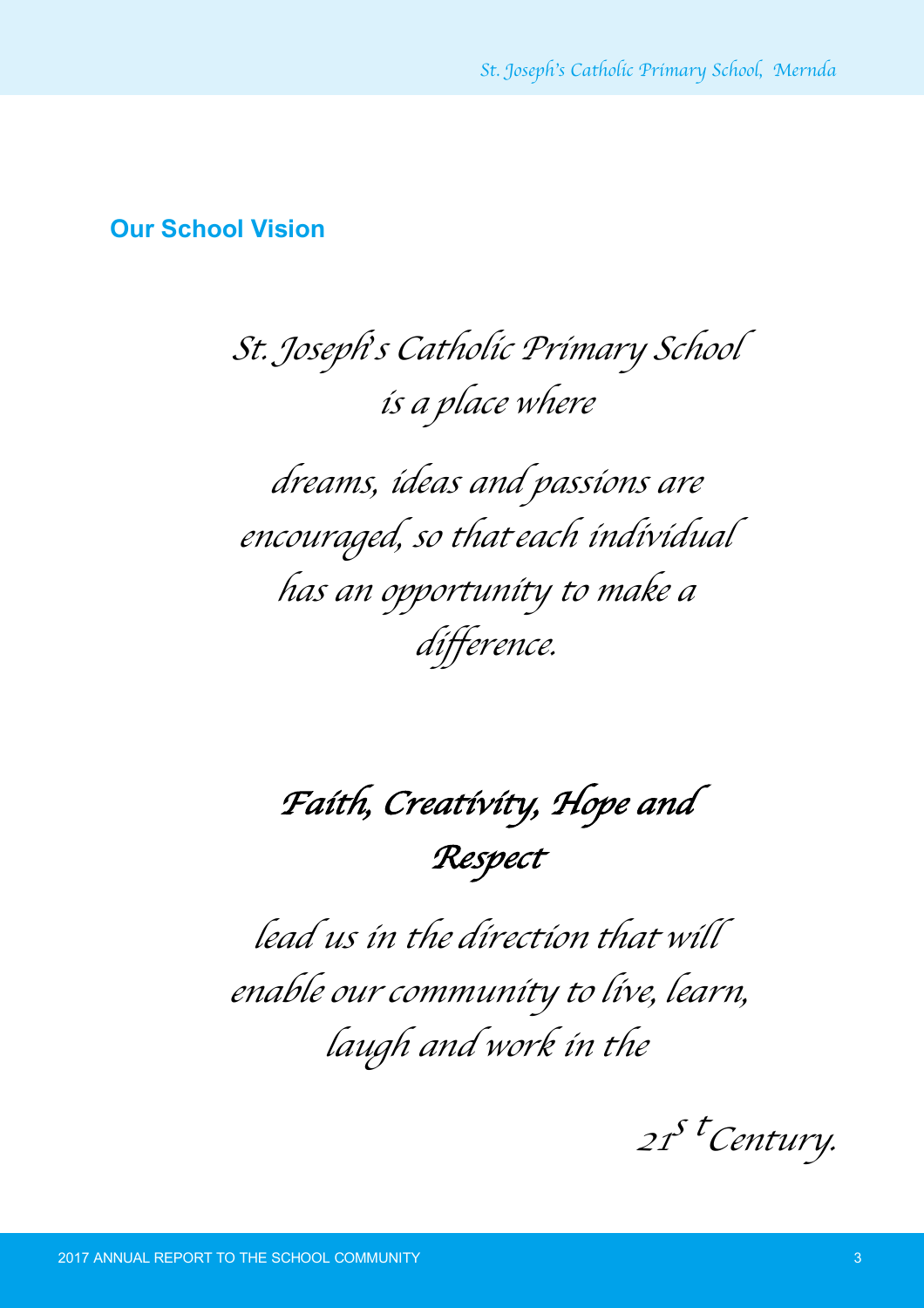## Our School Vision

*St. Joseph's Catholic Primary School is a place where*

*dreams, ideas and passions are encouraged, so that each individual has an opportunity to make a difference.*

***Faith, Creativity, Hope and Respect***

*lead us in the direction that will enable our community to live, learn, laugh and work in the*

*21st Century.*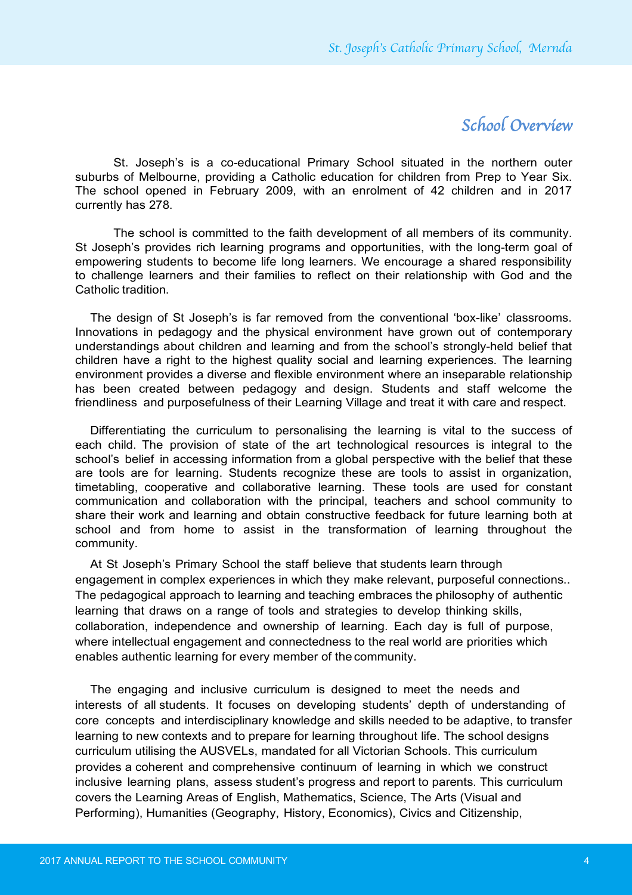# School Overview

St. Joseph's is a co-educational Primary School situated in the northern outer suburbs of Melbourne, providing a Catholic education for children from Prep to Year Six. The school opened in February 2009, with an enrolment of 42 children and in 2017 currently has 278.

The school is committed to the faith development of all members of its community. St Joseph's provides rich learning programs and opportunities, with the long-term goal of empowering students to become life long learners. We encourage a shared responsibility to challenge learners and their families to reflect on their relationship with God and the Catholic tradition.

The design of St Joseph's is far removed from the conventional 'box-like' classrooms. Innovations in pedagogy and the physical environment have grown out of contemporary understandings about children and learning and from the school's strongly-held belief that children have a right to the highest quality social and learning experiences. The learning environment provides a diverse and flexible environment where an inseparable relationship has been created between pedagogy and design. Students and staff welcome the friendliness and purposefulness of their Learning Village and treat it with care and respect.

Differentiating the curriculum to personalising the learning is vital to the success of each child. The provision of state of the art technological resources is integral to the school's belief in accessing information from a global perspective with the belief that these are tools are for learning. Students recognize these are tools to assist in organization, timetabling, cooperative and collaborative learning. These tools are used for constant communication and collaboration with the principal, teachers and school community to share their work and learning and obtain constructive feedback for future learning both at school and from home to assist in the transformation of learning throughout the community.

At St Joseph's Primary School the staff believe that students learn through engagement in complex experiences in which they make relevant, purposeful connections.. The pedagogical approach to learning and teaching embraces the philosophy of authentic learning that draws on a range of tools and strategies to develop thinking skills, collaboration, independence and ownership of learning. Each day is full of purpose, where intellectual engagement and connectedness to the real world are priorities which enables authentic learning for every member of the community.

The engaging and inclusive curriculum is designed to meet the needs and interests of all students. It focuses on developing students' depth of understanding of core concepts and interdisciplinary knowledge and skills needed to be adaptive, to transfer learning to new contexts and to prepare for learning throughout life. The school designs curriculum utilising the AUSVELs, mandated for all Victorian Schools. This curriculum provides a coherent and comprehensive continuum of learning in which we construct inclusive learning plans, assess student's progress and report to parents. This curriculum covers the Learning Areas of English, Mathematics, Science, The Arts (Visual and Performing), Humanities (Geography, History, Economics), Civics and Citizenship,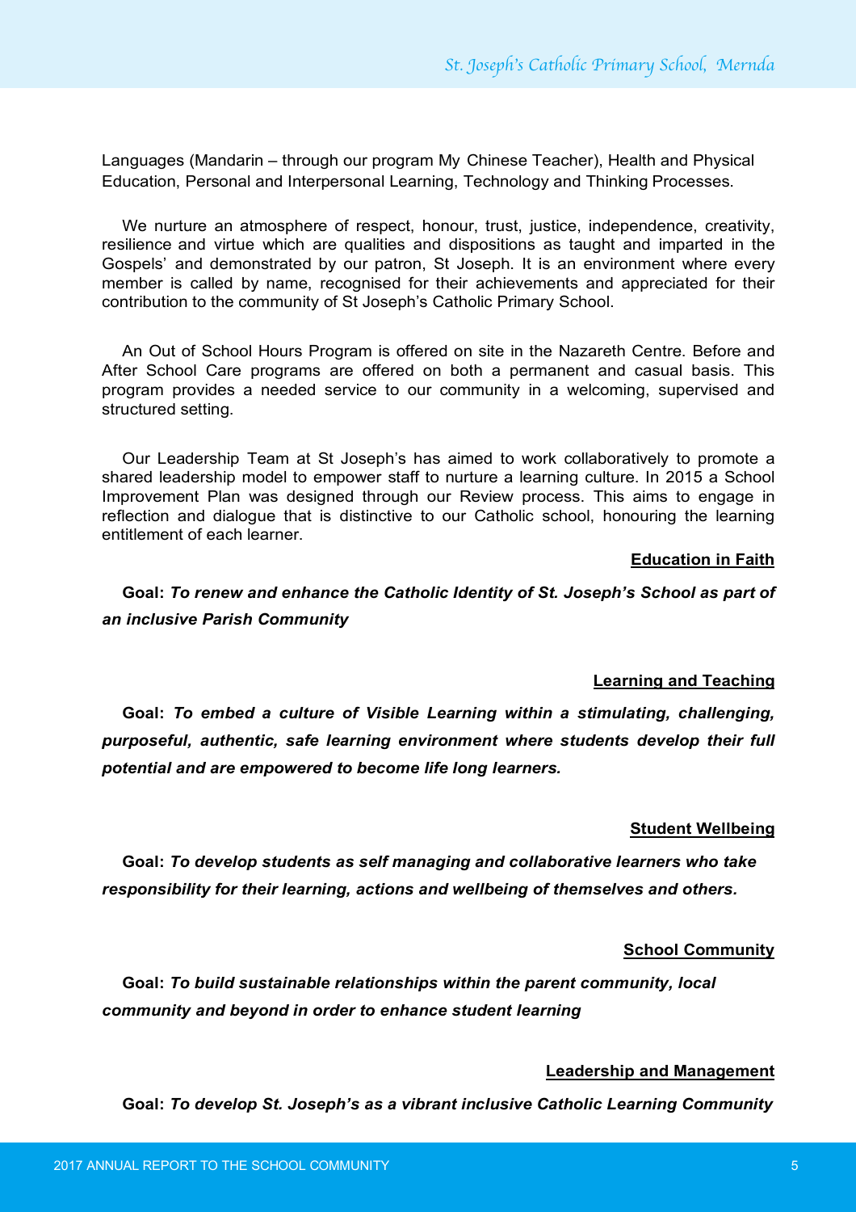Languages (Mandarin – through our program My Chinese Teacher), Health and Physical Education, Personal and Interpersonal Learning, Technology and Thinking Processes.

We nurture an atmosphere of respect, honour, trust, justice, independence, creativity, resilience and virtue which are qualities and dispositions as taught and imparted in the Gospels' and demonstrated by our patron, St Joseph. It is an environment where every member is called by name, recognised for their achievements and appreciated for their contribution to the community of St Joseph's Catholic Primary School.

An Out of School Hours Program is offered on site in the Nazareth Centre. Before and After School Care programs are offered on both a permanent and casual basis. This program provides a needed service to our community in a welcoming, supervised and structured setting.

Our Leadership Team at St Joseph's has aimed to work collaboratively to promote a shared leadership model to empower staff to nurture a learning culture. In 2015 a School Improvement Plan was designed through our Review process. This aims to engage in reflection and dialogue that is distinctive to our Catholic school, honouring the learning entitlement of each learner.

**Education in Faith**

**Goal:** ***To renew and enhance the Catholic Identity of St. Joseph's School as part of an inclusive Parish Community***

**Learning and Teaching**

**Goal:** ***To embed a culture of Visible Learning within a stimulating, challenging, purposeful, authentic, safe learning environment where students develop their full potential and are empowered to become life long learners.***

**Student Wellbeing**

**Goal:** ***To develop students as self managing and collaborative learners who take responsibility for their learning, actions and wellbeing of themselves and others.***

**School Community**

**Goal:** ***To build sustainable relationships within the parent community, local community and beyond in order to enhance student learning***

**Leadership and Management**

**Goal:** ***To develop St. Joseph's as a vibrant inclusive Catholic Learning Community***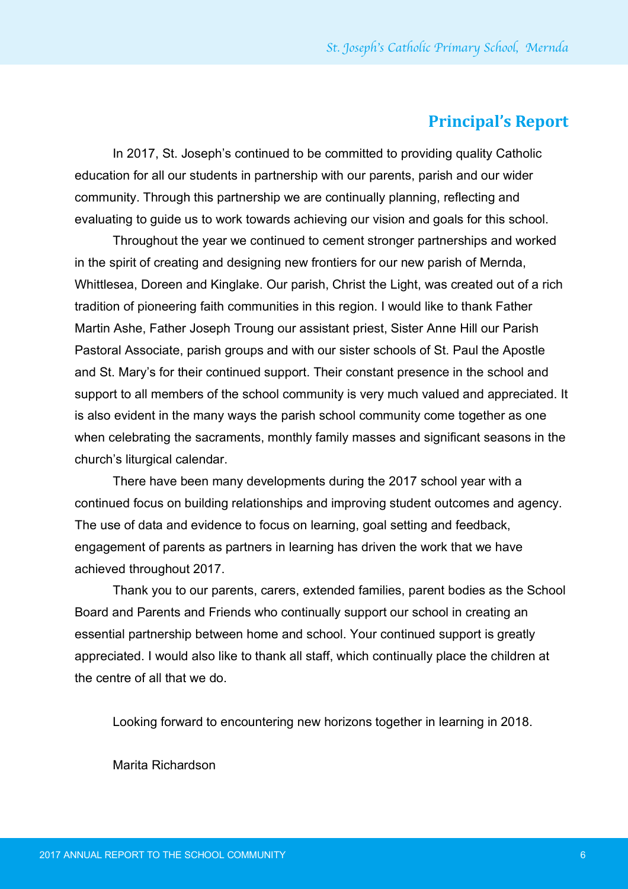## Principal's Report

In 2017, St. Joseph's continued to be committed to providing quality Catholic education for all our students in partnership with our parents, parish and our wider community. Through this partnership we are continually planning, reflecting and evaluating to guide us to work towards achieving our vision and goals for this school.

Throughout the year we continued to cement stronger partnerships and worked in the spirit of creating and designing new frontiers for our new parish of Mernda, Whittlesea, Doreen and Kinglake. Our parish, Christ the Light, was created out of a rich tradition of pioneering faith communities in this region. I would like to thank Father Martin Ashe, Father Joseph Troung our assistant priest, Sister Anne Hill our Parish Pastoral Associate, parish groups and with our sister schools of St. Paul the Apostle and St. Mary's for their continued support. Their constant presence in the school and support to all members of the school community is very much valued and appreciated. It is also evident in the many ways the parish school community come together as one when celebrating the sacraments, monthly family masses and significant seasons in the church's liturgical calendar.

There have been many developments during the 2017 school year with a continued focus on building relationships and improving student outcomes and agency. The use of data and evidence to focus on learning, goal setting and feedback, engagement of parents as partners in learning has driven the work that we have achieved throughout 2017.

Thank you to our parents, carers, extended families, parent bodies as the School Board and Parents and Friends who continually support our school in creating an essential partnership between home and school. Your continued support is greatly appreciated. I would also like to thank all staff, which continually place the children at the centre of all that we do.

Looking forward to encountering new horizons together in learning in 2018.

Marita Richardson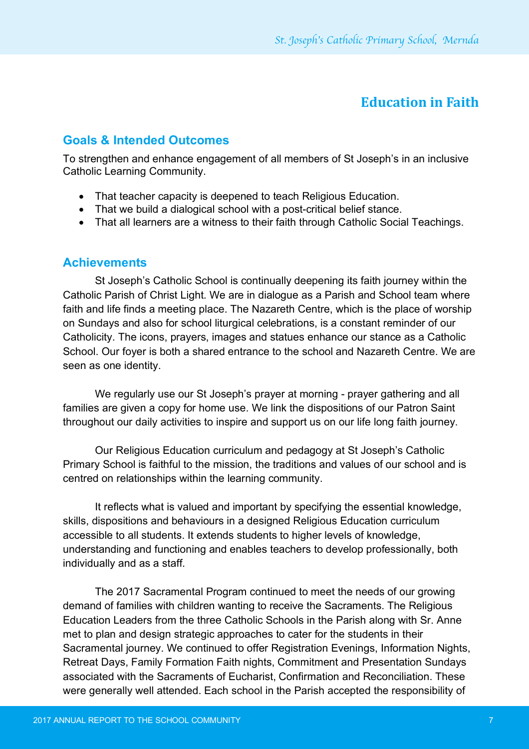# Education in Faith

## Goals & Intended Outcomes

To strengthen and enhance engagement of all members of St Joseph's in an inclusive Catholic Learning Community.

- That teacher capacity is deepened to teach Religious Education.
- That we build a dialogical school with a post-critical belief stance.
- That all learners are a witness to their faith through Catholic Social Teachings.

## Achievements

St Joseph's Catholic School is continually deepening its faith journey within the Catholic Parish of Christ Light. We are in dialogue as a Parish and School team where faith and life finds a meeting place. The Nazareth Centre, which is the place of worship on Sundays and also for school liturgical celebrations, is a constant reminder of our Catholicity. The icons, prayers, images and statues enhance our stance as a Catholic School. Our foyer is both a shared entrance to the school and Nazareth Centre. We are seen as one identity.

We regularly use our St Joseph's prayer at morning - prayer gathering and all families are given a copy for home use. We link the dispositions of our Patron Saint throughout our daily activities to inspire and support us on our life long faith journey.

Our Religious Education curriculum and pedagogy at St Joseph's Catholic Primary School is faithful to the mission, the traditions and values of our school and is centred on relationships within the learning community.

It reflects what is valued and important by specifying the essential knowledge, skills, dispositions and behaviours in a designed Religious Education curriculum accessible to all students. It extends students to higher levels of knowledge, understanding and functioning and enables teachers to develop professionally, both individually and as a staff.

The 2017 Sacramental Program continued to meet the needs of our growing demand of families with children wanting to receive the Sacraments. The Religious Education Leaders from the three Catholic Schools in the Parish along with Sr. Anne met to plan and design strategic approaches to cater for the students in their Sacramental journey. We continued to offer Registration Evenings, Information Nights, Retreat Days, Family Formation Faith nights, Commitment and Presentation Sundays associated with the Sacraments of Eucharist, Confirmation and Reconciliation. These were generally well attended. Each school in the Parish accepted the responsibility of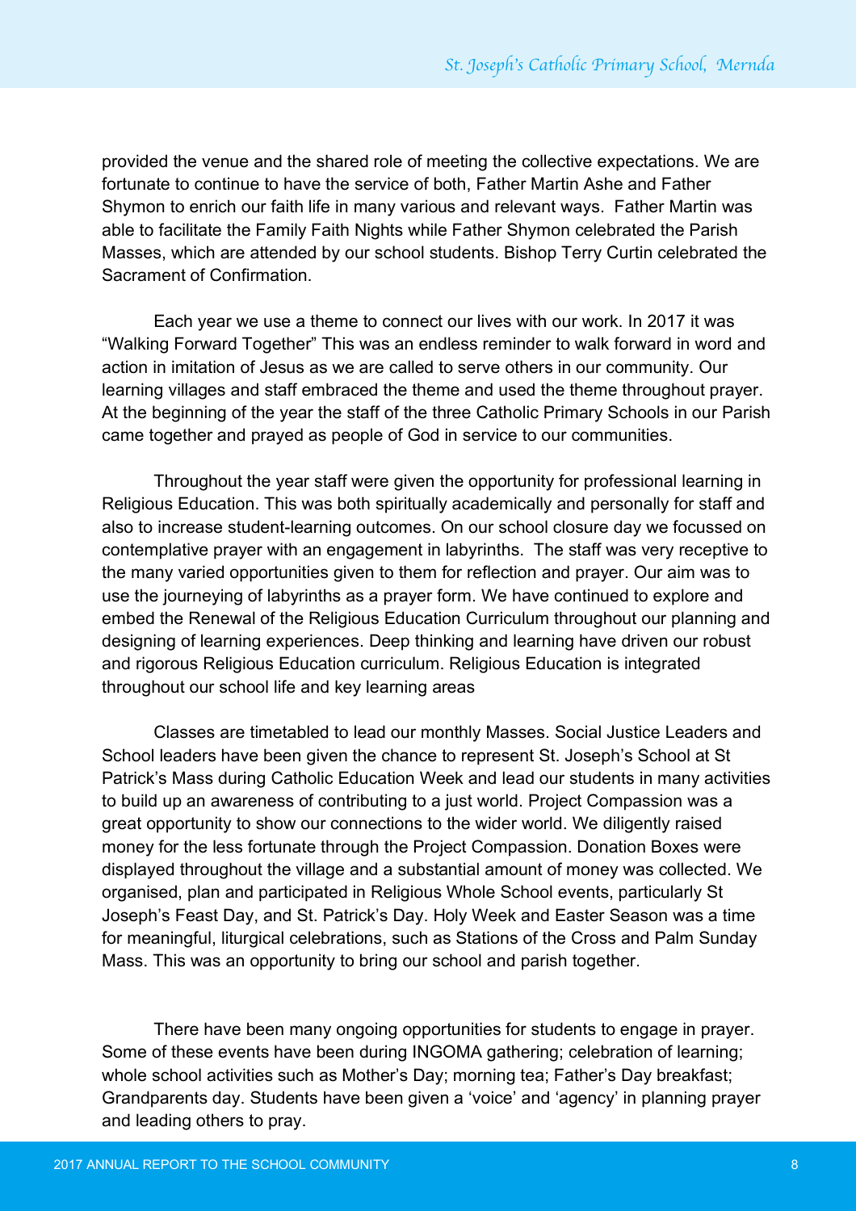provided the venue and the shared role of meeting the collective expectations. We are fortunate to continue to have the service of both, Father Martin Ashe and Father Shymon to enrich our faith life in many various and relevant ways. Father Martin was able to facilitate the Family Faith Nights while Father Shymon celebrated the Parish Masses, which are attended by our school students. Bishop Terry Curtin celebrated the Sacrament of Confirmation.

Each year we use a theme to connect our lives with our work. In 2017 it was "Walking Forward Together" This was an endless reminder to walk forward in word and action in imitation of Jesus as we are called to serve others in our community. Our learning villages and staff embraced the theme and used the theme throughout prayer. At the beginning of the year the staff of the three Catholic Primary Schools in our Parish came together and prayed as people of God in service to our communities.

Throughout the year staff were given the opportunity for professional learning in Religious Education. This was both spiritually academically and personally for staff and also to increase student-learning outcomes. On our school closure day we focussed on contemplative prayer with an engagement in labyrinths. The staff was very receptive to the many varied opportunities given to them for reflection and prayer. Our aim was to use the journeying of labyrinths as a prayer form. We have continued to explore and embed the Renewal of the Religious Education Curriculum throughout our planning and designing of learning experiences. Deep thinking and learning have driven our robust and rigorous Religious Education curriculum. Religious Education is integrated throughout our school life and key learning areas

Classes are timetabled to lead our monthly Masses. Social Justice Leaders and School leaders have been given the chance to represent St. Joseph's School at St Patrick's Mass during Catholic Education Week and lead our students in many activities to build up an awareness of contributing to a just world. Project Compassion was a great opportunity to show our connections to the wider world. We diligently raised money for the less fortunate through the Project Compassion. Donation Boxes were displayed throughout the village and a substantial amount of money was collected. We organised, plan and participated in Religious Whole School events, particularly St Joseph's Feast Day, and St. Patrick's Day. Holy Week and Easter Season was a time for meaningful, liturgical celebrations, such as Stations of the Cross and Palm Sunday Mass. This was an opportunity to bring our school and parish together.

There have been many ongoing opportunities for students to engage in prayer. Some of these events have been during INGOMA gathering; celebration of learning; whole school activities such as Mother's Day; morning tea; Father's Day breakfast; Grandparents day. Students have been given a 'voice' and 'agency' in planning prayer and leading others to pray.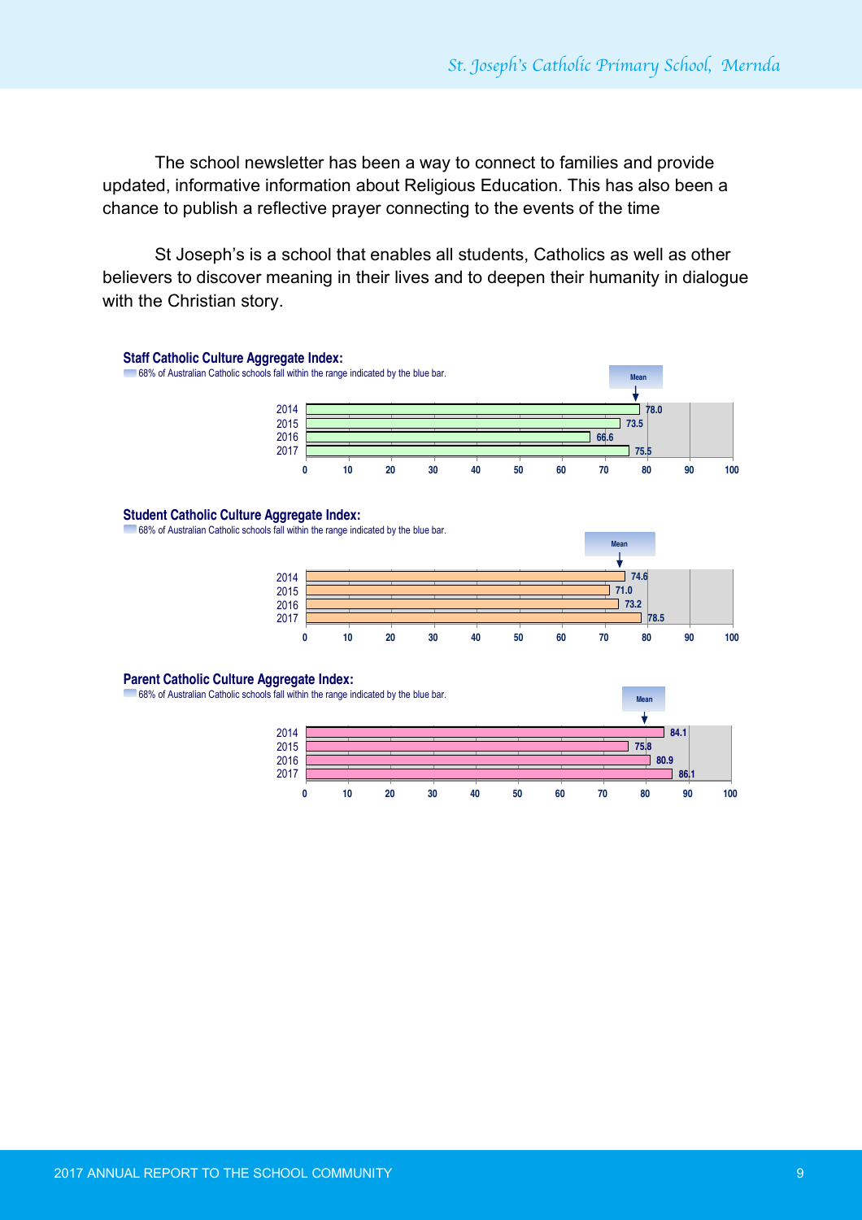The school newsletter has been a way to connect to families and provide updated, informative information about Religious Education. This has also been a chance to publish a reflective prayer connecting to the events of the time

St Joseph's is a school that enables all students, Catholics as well as other believers to discover meaning in their lives and to deepen their humanity in dialogue with the Christian story.

**Staff Catholic Culture Aggregate Index:**

68% of Australian Catholic schools fall within the range indicated by the blue bar.

| Year | Score |
|---|---|
| 2014 | 78.0 |
| 2015 | 73.5 |
| 2016 | 66.6 |
| 2017 | 75.5 |

**Student Catholic Culture Aggregate Index:**

68% of Australian Catholic schools fall within the range indicated by the blue bar.

| Year | Score |
|---|---|
| 2014 | 74.6 |
| 2015 | 71.0 |
| 2016 | 73.2 |
| 2017 | 78.5 |

**Parent Catholic Culture Aggregate Index:**

68% of Australian Catholic schools fall within the range indicated by the blue bar.

| Year | Score |
|---|---|
| 2014 | 84.1 |
| 2015 | 75.8 |
| 2016 | 80.9 |
| 2017 | 86.1 |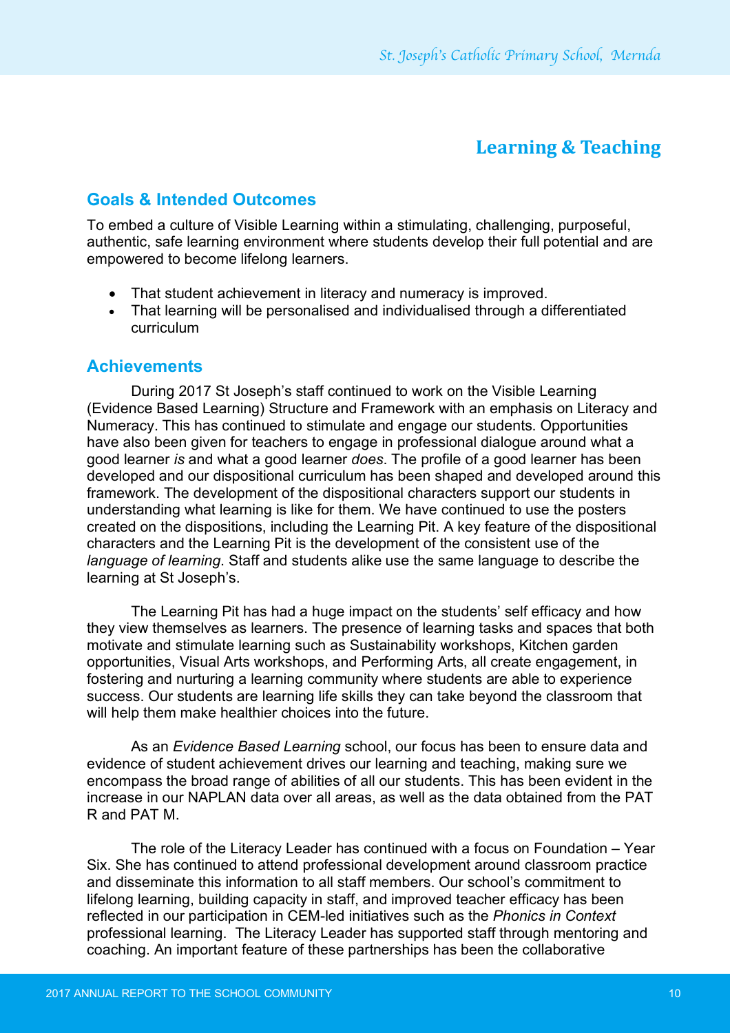# Learning & Teaching

## Goals & Intended Outcomes

To embed a culture of Visible Learning within a stimulating, challenging, purposeful, authentic, safe learning environment where students develop their full potential and are empowered to become lifelong learners.

- That student achievement in literacy and numeracy is improved.
- That learning will be personalised and individualised through a differentiated curriculum

## Achievements

During 2017 St Joseph's staff continued to work on the Visible Learning (Evidence Based Learning) Structure and Framework with an emphasis on Literacy and Numeracy. This has continued to stimulate and engage our students. Opportunities have also been given for teachers to engage in professional dialogue around what a good learner *is* and what a good learner *does*. The profile of a good learner has been developed and our dispositional curriculum has been shaped and developed around this framework. The development of the dispositional characters support our students in understanding what learning is like for them. We have continued to use the posters created on the dispositions, including the Learning Pit. A key feature of the dispositional characters and the Learning Pit is the development of the consistent use of the *language of learning*. Staff and students alike use the same language to describe the learning at St Joseph's.

The Learning Pit has had a huge impact on the students' self efficacy and how they view themselves as learners. The presence of learning tasks and spaces that both motivate and stimulate learning such as Sustainability workshops, Kitchen garden opportunities, Visual Arts workshops, and Performing Arts, all create engagement, in fostering and nurturing a learning community where students are able to experience success. Our students are learning life skills they can take beyond the classroom that will help them make healthier choices into the future.

As an *Evidence Based Learning* school, our focus has been to ensure data and evidence of student achievement drives our learning and teaching, making sure we encompass the broad range of abilities of all our students. This has been evident in the increase in our NAPLAN data over all areas, as well as the data obtained from the PAT R and PAT M.

The role of the Literacy Leader has continued with a focus on Foundation – Year Six. She has continued to attend professional development around classroom practice and disseminate this information to all staff members. Our school's commitment to lifelong learning, building capacity in staff, and improved teacher efficacy has been reflected in our participation in CEM-led initiatives such as the *Phonics in Context* professional learning. The Literacy Leader has supported staff through mentoring and coaching. An important feature of these partnerships has been the collaborative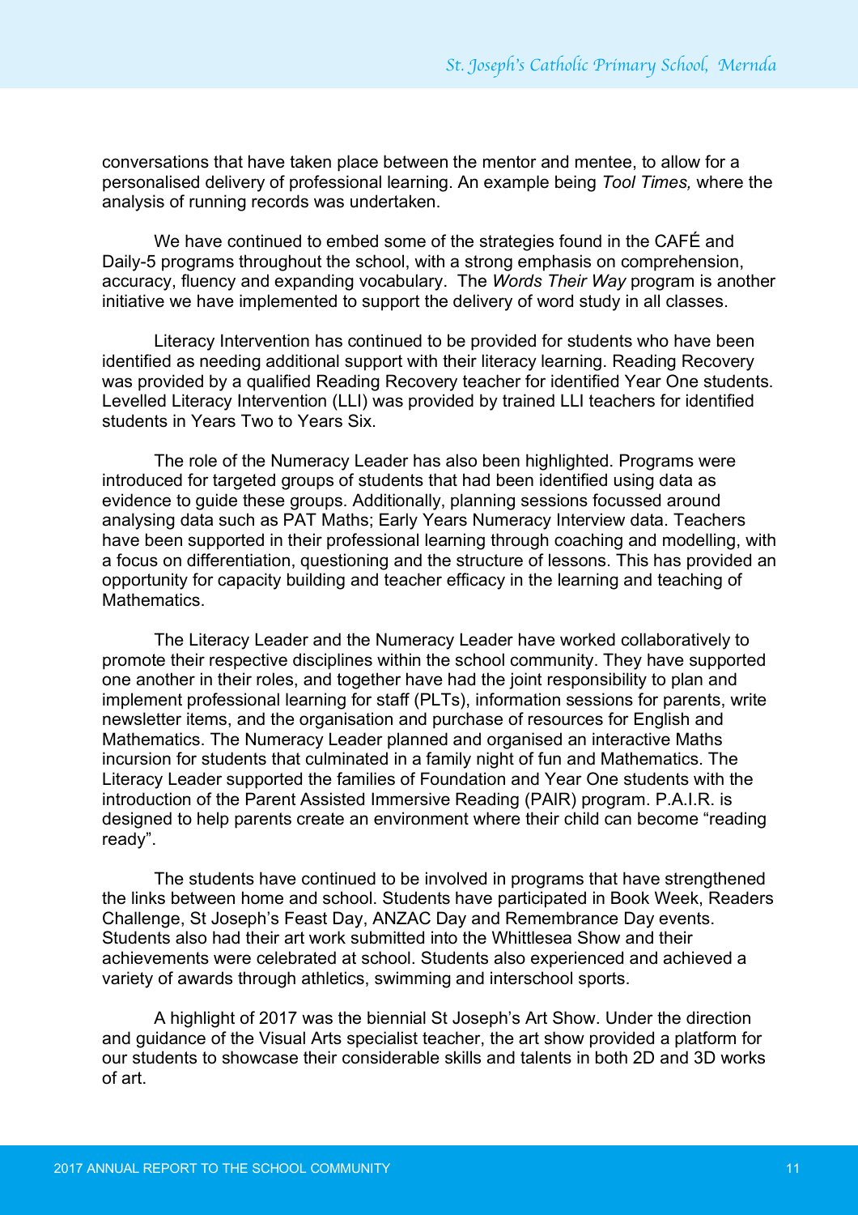conversations that have taken place between the mentor and mentee, to allow for a personalised delivery of professional learning. An example being *Tool Times,* where the analysis of running records was undertaken.

We have continued to embed some of the strategies found in the CAFÉ and Daily-5 programs throughout the school, with a strong emphasis on comprehension, accuracy, fluency and expanding vocabulary. The *Words Their Way* program is another initiative we have implemented to support the delivery of word study in all classes.

Literacy Intervention has continued to be provided for students who have been identified as needing additional support with their literacy learning. Reading Recovery was provided by a qualified Reading Recovery teacher for identified Year One students. Levelled Literacy Intervention (LLI) was provided by trained LLI teachers for identified students in Years Two to Years Six.

The role of the Numeracy Leader has also been highlighted. Programs were introduced for targeted groups of students that had been identified using data as evidence to guide these groups. Additionally, planning sessions focussed around analysing data such as PAT Maths; Early Years Numeracy Interview data. Teachers have been supported in their professional learning through coaching and modelling, with a focus on differentiation, questioning and the structure of lessons. This has provided an opportunity for capacity building and teacher efficacy in the learning and teaching of Mathematics.

The Literacy Leader and the Numeracy Leader have worked collaboratively to promote their respective disciplines within the school community. They have supported one another in their roles, and together have had the joint responsibility to plan and implement professional learning for staff (PLTs), information sessions for parents, write newsletter items, and the organisation and purchase of resources for English and Mathematics. The Numeracy Leader planned and organised an interactive Maths incursion for students that culminated in a family night of fun and Mathematics. The Literacy Leader supported the families of Foundation and Year One students with the introduction of the Parent Assisted Immersive Reading (PAIR) program. P.A.I.R. is designed to help parents create an environment where their child can become "reading ready".

The students have continued to be involved in programs that have strengthened the links between home and school. Students have participated in Book Week, Readers Challenge, St Joseph's Feast Day, ANZAC Day and Remembrance Day events. Students also had their art work submitted into the Whittlesea Show and their achievements were celebrated at school. Students also experienced and achieved a variety of awards through athletics, swimming and interschool sports.

A highlight of 2017 was the biennial St Joseph's Art Show. Under the direction and guidance of the Visual Arts specialist teacher, the art show provided a platform for our students to showcase their considerable skills and talents in both 2D and 3D works of art.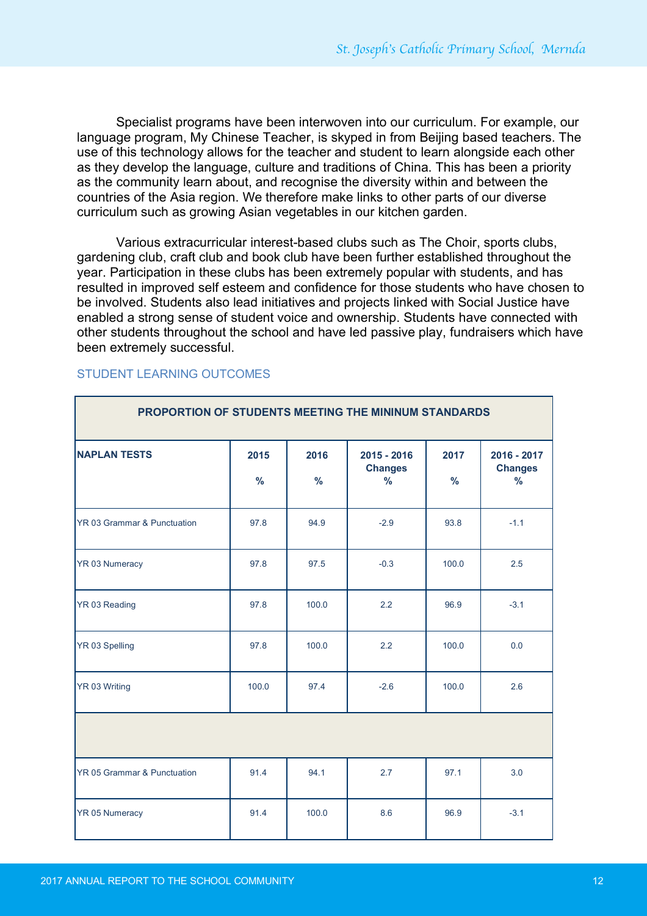Specialist programs have been interwoven into our curriculum. For example, our language program, My Chinese Teacher, is skyped in from Beijing based teachers. The use of this technology allows for the teacher and student to learn alongside each other as they develop the language, culture and traditions of China. This has been a priority as the community learn about, and recognise the diversity within and between the countries of the Asia region. We therefore make links to other parts of our diverse curriculum such as growing Asian vegetables in our kitchen garden.

Various extracurricular interest-based clubs such as The Choir, sports clubs, gardening club, craft club and book club have been further established throughout the year. Participation in these clubs has been extremely popular with students, and has resulted in improved self esteem and confidence for those students who have chosen to be involved. Students also lead initiatives and projects linked with Social Justice have enabled a strong sense of student voice and ownership. Students have connected with other students throughout the school and have led passive play, fundraisers which have been extremely successful.

## STUDENT LEARNING OUTCOMES

**PROPORTION OF STUDENTS MEETING THE MININUM STANDARDS**

| NAPLAN TESTS | 2015 % | 2016 % | 2015 - 2016 Changes % | 2017 % | 2016 - 2017 Changes % |
|---|---|---|---|---|---|
| YR 03 Grammar & Punctuation | 97.8 | 94.9 | -2.9 | 93.8 | -1.1 |
| YR 03 Numeracy | 97.8 | 97.5 | -0.3 | 100.0 | 2.5 |
| YR 03 Reading | 97.8 | 100.0 | 2.2 | 96.9 | -3.1 |
| YR 03 Spelling | 97.8 | 100.0 | 2.2 | 100.0 | 0.0 |
| YR 03 Writing | 100.0 | 97.4 | -2.6 | 100.0 | 2.6 |
| | | | | | |
| YR 05 Grammar & Punctuation | 91.4 | 94.1 | 2.7 | 97.1 | 3.0 |
| YR 05 Numeracy | 91.4 | 100.0 | 8.6 | 96.9 | -3.1 |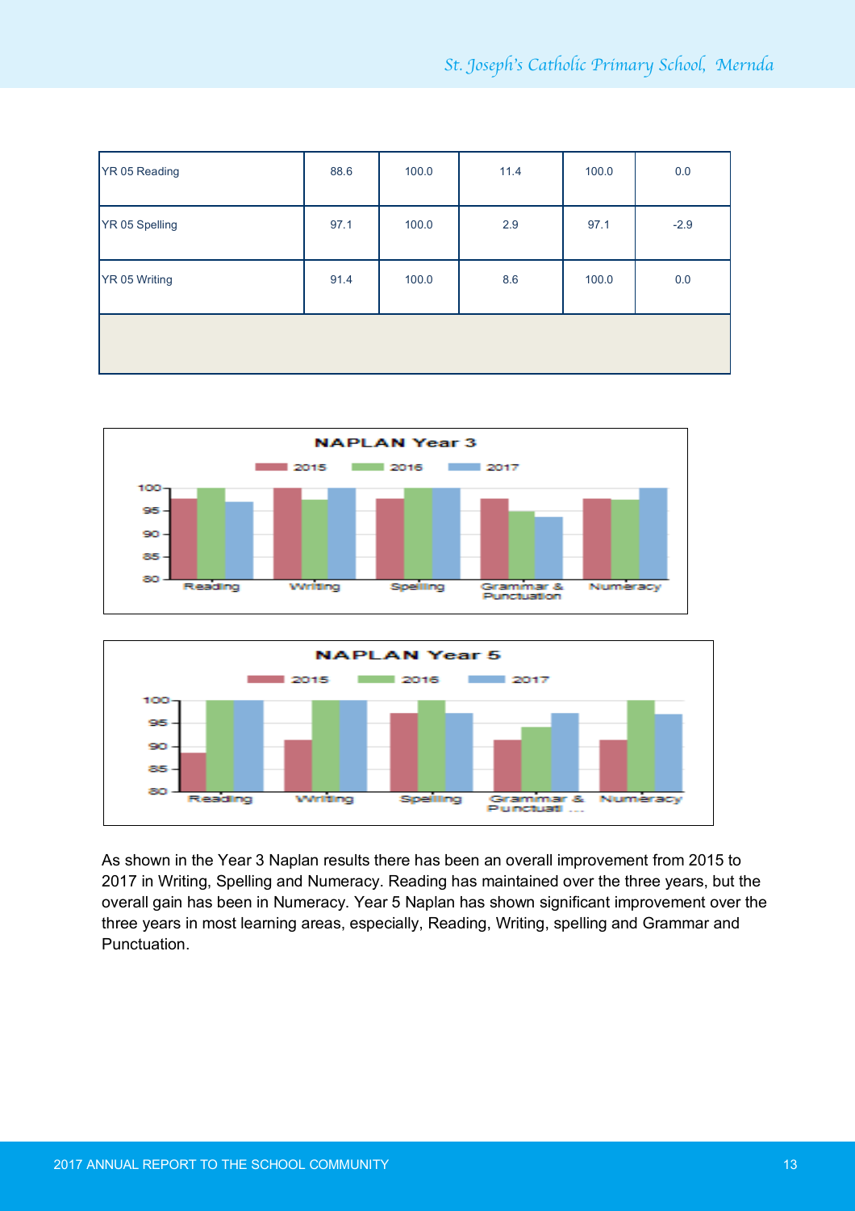| YR 05 Reading | 88.6 | 100.0 | 11.4 | 100.0 | 0.0 |
|---|---|---|---|---|---|
| YR 05 Spelling | 97.1 | 100.0 | 2.9 | 97.1 | -2.9 |
| YR 05 Writing | 91.4 | 100.0 | 8.6 | 100.0 | 0.0 |
| | | | | | |

**NAPLAN Year 3**

2015 | 2016 | 2017

Reading, Writing, Spelling, Grammar & Punctuation, Numeracy

**NAPLAN Year 5**

2015 | 2016 | 2017

Reading, Writing, Spelling, Grammar & Punctuati ..., Numeracy

As shown in the Year 3 Naplan results there has been an overall improvement from 2015 to 2017 in Writing, Spelling and Numeracy. Reading has maintained over the three years, but the overall gain has been in Numeracy. Year 5 Naplan has shown significant improvement over the three years in most learning areas, especially, Reading, Writing, spelling and Grammar and Punctuation.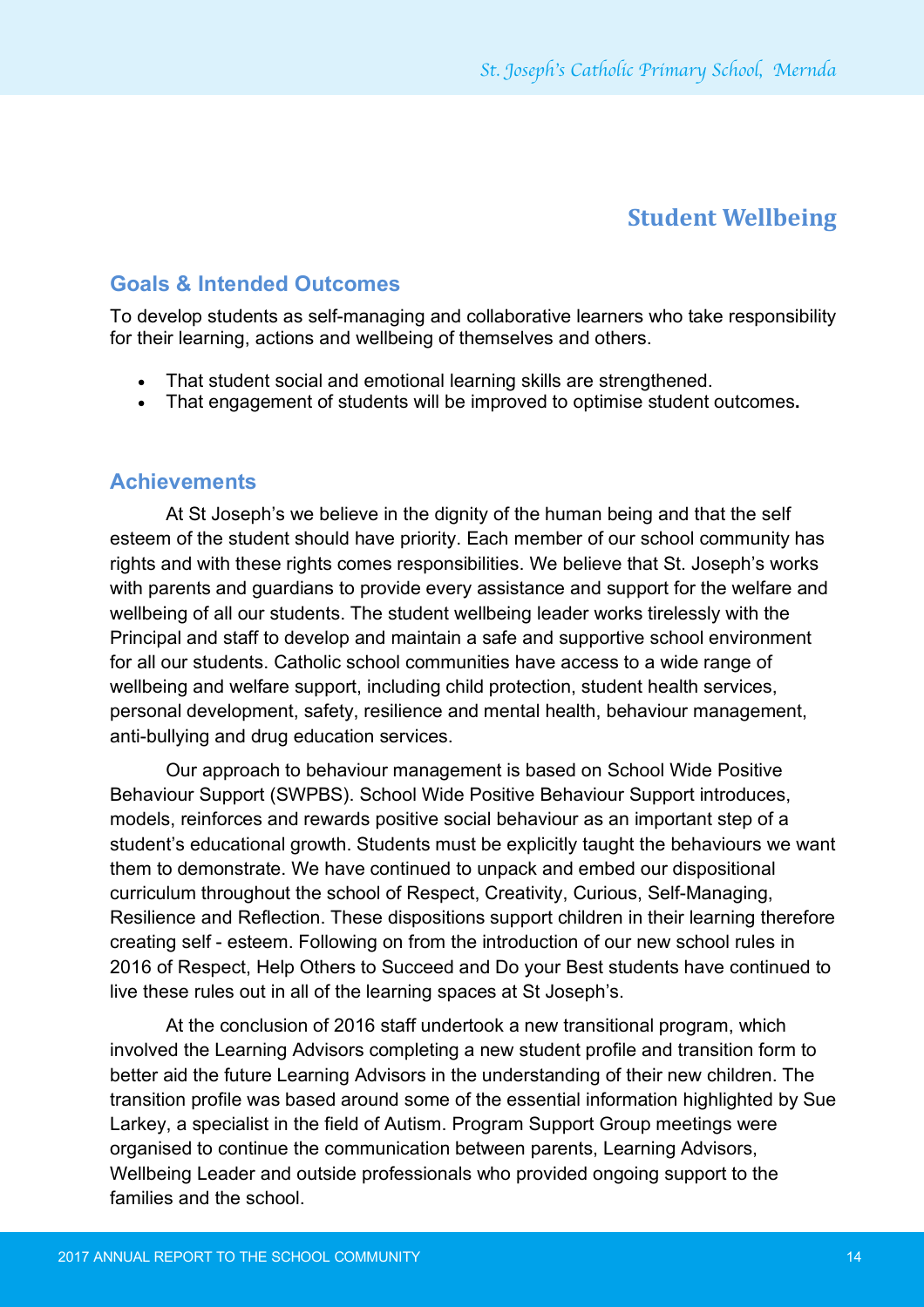# Student Wellbeing

## Goals & Intended Outcomes

To develop students as self-managing and collaborative learners who take responsibility for their learning, actions and wellbeing of themselves and others.

- That student social and emotional learning skills are strengthened.
- That engagement of students will be improved to optimise student outcomes**.**

## Achievements

At St Joseph's we believe in the dignity of the human being and that the self esteem of the student should have priority. Each member of our school community has rights and with these rights comes responsibilities. We believe that St. Joseph's works with parents and guardians to provide every assistance and support for the welfare and wellbeing of all our students. The student wellbeing leader works tirelessly with the Principal and staff to develop and maintain a safe and supportive school environment for all our students. Catholic school communities have access to a wide range of wellbeing and welfare support, including child protection, student health services, personal development, safety, resilience and mental health, behaviour management, anti-bullying and drug education services.

Our approach to behaviour management is based on School Wide Positive Behaviour Support (SWPBS). School Wide Positive Behaviour Support introduces, models, reinforces and rewards positive social behaviour as an important step of a student's educational growth. Students must be explicitly taught the behaviours we want them to demonstrate. We have continued to unpack and embed our dispositional curriculum throughout the school of Respect, Creativity, Curious, Self-Managing, Resilience and Reflection. These dispositions support children in their learning therefore creating self - esteem. Following on from the introduction of our new school rules in 2016 of Respect, Help Others to Succeed and Do your Best students have continued to live these rules out in all of the learning spaces at St Joseph's.

At the conclusion of 2016 staff undertook a new transitional program, which involved the Learning Advisors completing a new student profile and transition form to better aid the future Learning Advisors in the understanding of their new children. The transition profile was based around some of the essential information highlighted by Sue Larkey, a specialist in the field of Autism. Program Support Group meetings were organised to continue the communication between parents, Learning Advisors, Wellbeing Leader and outside professionals who provided ongoing support to the families and the school.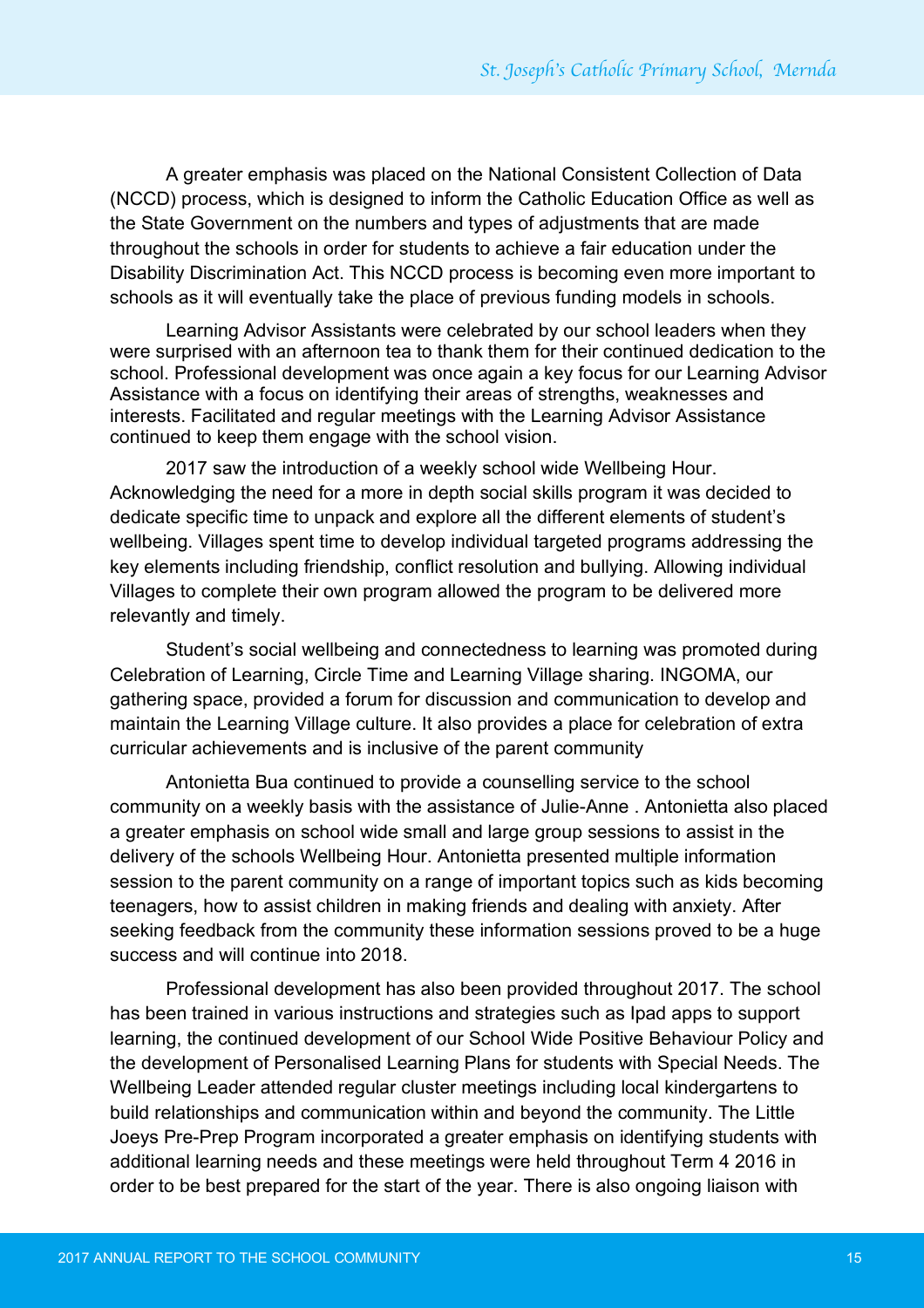A greater emphasis was placed on the National Consistent Collection of Data (NCCD) process, which is designed to inform the Catholic Education Office as well as the State Government on the numbers and types of adjustments that are made throughout the schools in order for students to achieve a fair education under the Disability Discrimination Act. This NCCD process is becoming even more important to schools as it will eventually take the place of previous funding models in schools.

Learning Advisor Assistants were celebrated by our school leaders when they were surprised with an afternoon tea to thank them for their continued dedication to the school. Professional development was once again a key focus for our Learning Advisor Assistance with a focus on identifying their areas of strengths, weaknesses and interests. Facilitated and regular meetings with the Learning Advisor Assistance continued to keep them engage with the school vision.

2017 saw the introduction of a weekly school wide Wellbeing Hour. Acknowledging the need for a more in depth social skills program it was decided to dedicate specific time to unpack and explore all the different elements of student's wellbeing. Villages spent time to develop individual targeted programs addressing the key elements including friendship, conflict resolution and bullying. Allowing individual Villages to complete their own program allowed the program to be delivered more relevantly and timely.

Student's social wellbeing and connectedness to learning was promoted during Celebration of Learning, Circle Time and Learning Village sharing. INGOMA, our gathering space, provided a forum for discussion and communication to develop and maintain the Learning Village culture. It also provides a place for celebration of extra curricular achievements and is inclusive of the parent community

Antonietta Bua continued to provide a counselling service to the school community on a weekly basis with the assistance of Julie-Anne . Antonietta also placed a greater emphasis on school wide small and large group sessions to assist in the delivery of the schools Wellbeing Hour. Antonietta presented multiple information session to the parent community on a range of important topics such as kids becoming teenagers, how to assist children in making friends and dealing with anxiety. After seeking feedback from the community these information sessions proved to be a huge success and will continue into 2018.

Professional development has also been provided throughout 2017. The school has been trained in various instructions and strategies such as Ipad apps to support learning, the continued development of our School Wide Positive Behaviour Policy and the development of Personalised Learning Plans for students with Special Needs. The Wellbeing Leader attended regular cluster meetings including local kindergartens to build relationships and communication within and beyond the community. The Little Joeys Pre-Prep Program incorporated a greater emphasis on identifying students with additional learning needs and these meetings were held throughout Term 4 2016 in order to be best prepared for the start of the year. There is also ongoing liaison with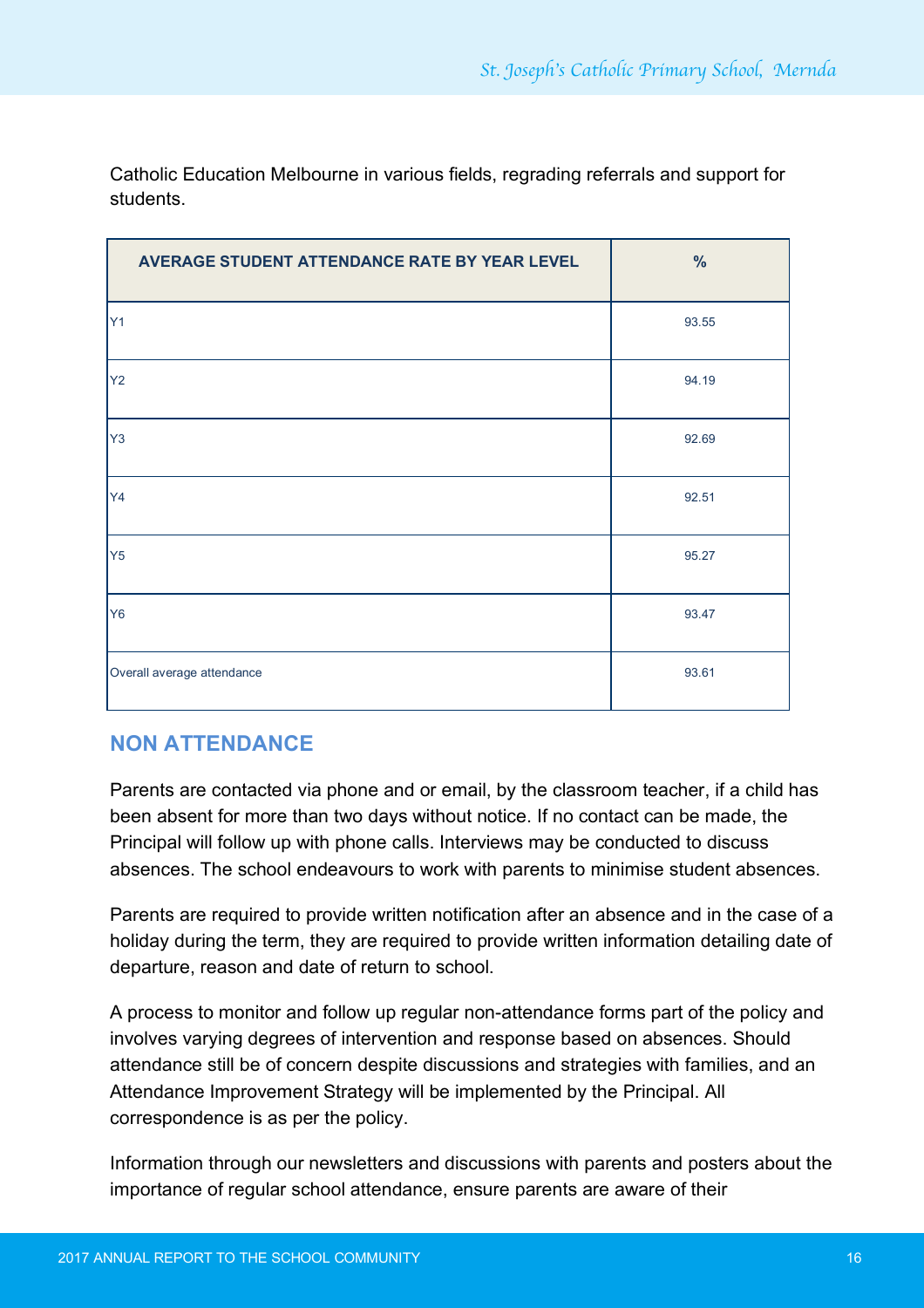Catholic Education Melbourne in various fields, regrading referrals and support for students.

| AVERAGE STUDENT ATTENDANCE RATE BY YEAR LEVEL | % |
|---|---|
| Y1 | 93.55 |
| Y2 | 94.19 |
| Y3 | 92.69 |
| Y4 | 92.51 |
| Y5 | 95.27 |
| Y6 | 93.47 |
| Overall average attendance | 93.61 |

## NON ATTENDANCE

Parents are contacted via phone and or email, by the classroom teacher, if a child has been absent for more than two days without notice. If no contact can be made, the Principal will follow up with phone calls. Interviews may be conducted to discuss absences. The school endeavours to work with parents to minimise student absences.

Parents are required to provide written notification after an absence and in the case of a holiday during the term, they are required to provide written information detailing date of departure, reason and date of return to school.

A process to monitor and follow up regular non-attendance forms part of the policy and involves varying degrees of intervention and response based on absences. Should attendance still be of concern despite discussions and strategies with families, and an Attendance Improvement Strategy will be implemented by the Principal. All correspondence is as per the policy.

Information through our newsletters and discussions with parents and posters about the importance of regular school attendance, ensure parents are aware of their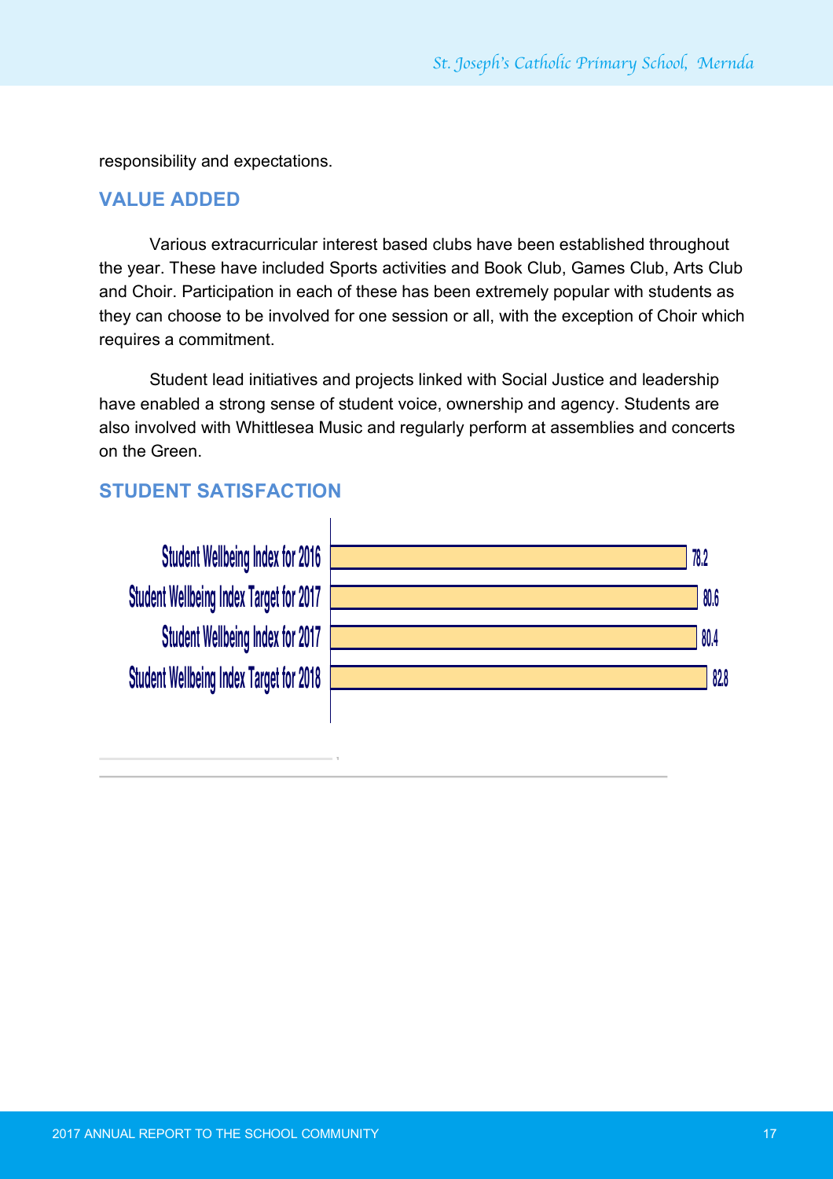responsibility and expectations.

## VALUE ADDED

Various extracurricular interest based clubs have been established throughout the year. These have included Sports activities and Book Club, Games Club, Arts Club and Choir. Participation in each of these has been extremely popular with students as they can choose to be involved for one session or all, with the exception of Choir which requires a commitment.

Student lead initiatives and projects linked with Social Justice and leadership have enabled a strong sense of student voice, ownership and agency. Students are also involved with Whittlesea Music and regularly perform at assemblies and concerts on the Green.

## STUDENT SATISFACTION

| Measure | Value |
|---|---|
| Student Wellbeing Index for 2016 | 78.2 |
| Student Wellbeing Index Target for 2017 | 80.6 |
| Student Wellbeing Index for 2017 | 80.4 |
| Student Wellbeing Index Target for 2018 | 82.8 |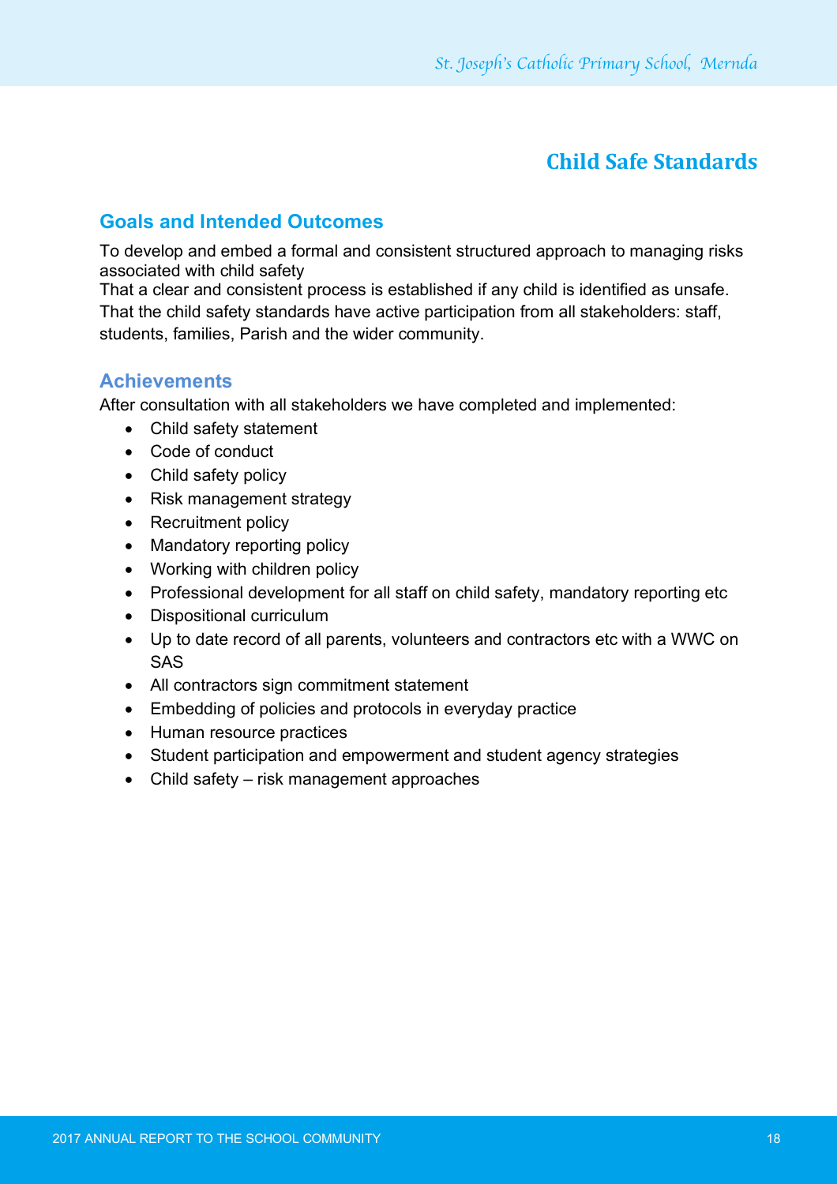# Child Safe Standards

## Goals and Intended Outcomes

To develop and embed a formal and consistent structured approach to managing risks associated with child safety
That a clear and consistent process is established if any child is identified as unsafe.
That the child safety standards have active participation from all stakeholders: staff, students, families, Parish and the wider community.

## Achievements

After consultation with all stakeholders we have completed and implemented:

- Child safety statement
- Code of conduct
- Child safety policy
- Risk management strategy
- Recruitment policy
- Mandatory reporting policy
- Working with children policy
- Professional development for all staff on child safety, mandatory reporting etc
- Dispositional curriculum
- Up to date record of all parents, volunteers and contractors etc with a WWC on SAS
- All contractors sign commitment statement
- Embedding of policies and protocols in everyday practice
- Human resource practices
- Student participation and empowerment and student agency strategies
- Child safety – risk management approaches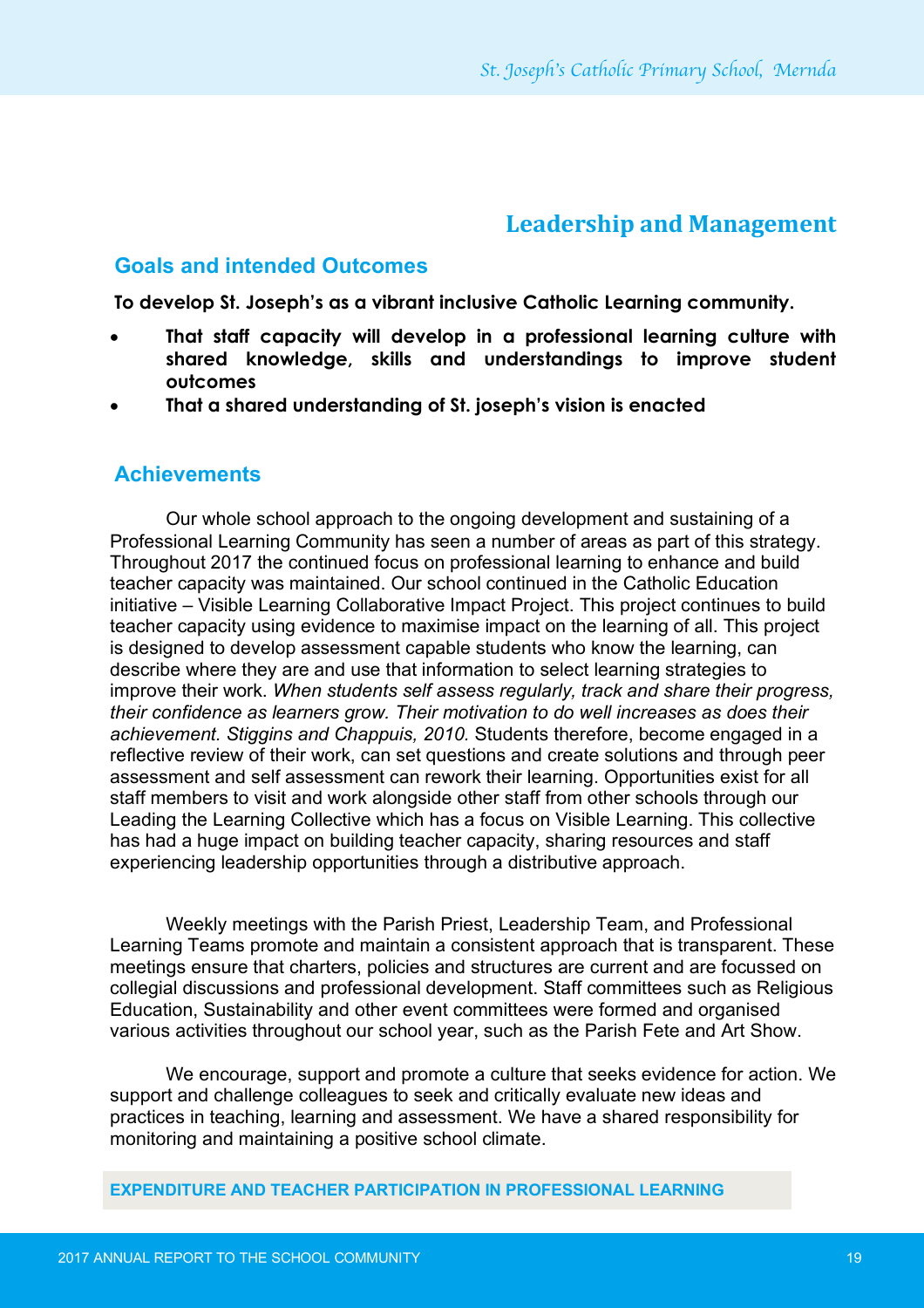## Leadership and Management

### Goals and intended Outcomes

**To develop St. Joseph's as a vibrant inclusive Catholic Learning community.**

- **That staff capacity will develop in a professional learning culture with shared knowledge, skills and understandings to improve student outcomes**
- **That a shared understanding of St. joseph's vision is enacted**

### Achievements

Our whole school approach to the ongoing development and sustaining of a Professional Learning Community has seen a number of areas as part of this strategy. Throughout 2017 the continued focus on professional learning to enhance and build teacher capacity was maintained. Our school continued in the Catholic Education initiative – Visible Learning Collaborative Impact Project. This project continues to build teacher capacity using evidence to maximise impact on the learning of all. This project is designed to develop assessment capable students who know the learning, can describe where they are and use that information to select learning strategies to improve their work. *When students self assess regularly, track and share their progress, their confidence as learners grow. Their motivation to do well increases as does their achievement. Stiggins and Chappuis, 2010.* Students therefore, become engaged in a reflective review of their work, can set questions and create solutions and through peer assessment and self assessment can rework their learning. Opportunities exist for all staff members to visit and work alongside other staff from other schools through our Leading the Learning Collective which has a focus on Visible Learning. This collective has had a huge impact on building teacher capacity, sharing resources and staff experiencing leadership opportunities through a distributive approach.

Weekly meetings with the Parish Priest, Leadership Team, and Professional Learning Teams promote and maintain a consistent approach that is transparent. These meetings ensure that charters, policies and structures are current and are focussed on collegial discussions and professional development. Staff committees such as Religious Education, Sustainability and other event committees were formed and organised various activities throughout our school year, such as the Parish Fete and Art Show.

We encourage, support and promote a culture that seeks evidence for action. We support and challenge colleagues to seek and critically evaluate new ideas and practices in teaching, learning and assessment. We have a shared responsibility for monitoring and maintaining a positive school climate.

**EXPENDITURE AND TEACHER PARTICIPATION IN PROFESSIONAL LEARNING**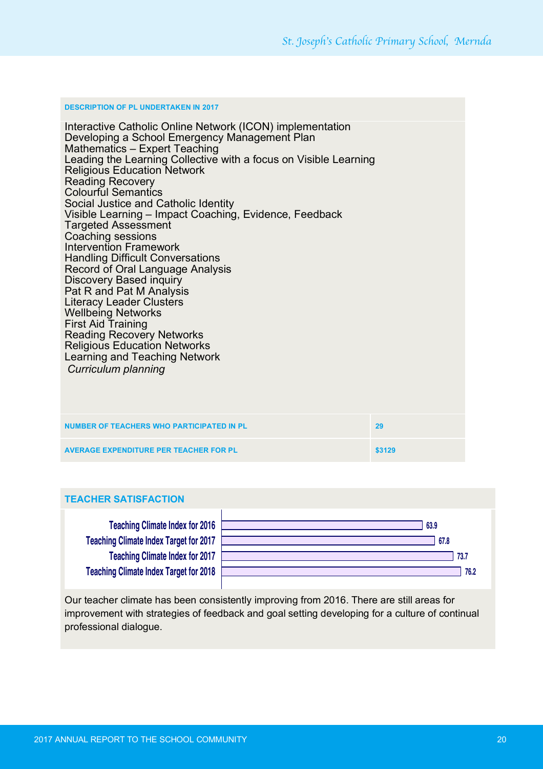**DESCRIPTION OF PL UNDERTAKEN IN 2017**

Interactive Catholic Online Network (ICON) implementation
Developing a School Emergency Management Plan
Mathematics – Expert Teaching
Leading the Learning Collective with a focus on Visible Learning
Religious Education Network
Reading Recovery
Colourful Semantics
Social Justice and Catholic Identity
Visible Learning – Impact Coaching, Evidence, Feedback
Targeted Assessment
Coaching sessions
Intervention Framework
Handling Difficult Conversations
Record of Oral Language Analysis
Discovery Based inquiry
Pat R and Pat M Analysis
Literacy Leader Clusters
Wellbeing Networks
First Aid Training
Reading Recovery Networks
Religious Education Networks
Learning and Teaching Network
*Curriculum planning*

| | |
|---|---|
| **NUMBER OF TEACHERS WHO PARTICIPATED IN PL** | **29** |
| **AVERAGE EXPENDITURE PER TEACHER FOR PL** | **$3129** |

## TEACHER SATISFACTION

| | |
|---|---|
| Teaching Climate Index for 2016 | 63.9 |
| Teaching Climate Index Target for 2017 | 67.8 |
| Teaching Climate Index for 2017 | 73.7 |
| Teaching Climate Index Target for 2018 | 76.2 |

Our teacher climate has been consistently improving from 2016. There are still areas for improvement with strategies of feedback and goal setting developing for a culture of continual professional dialogue.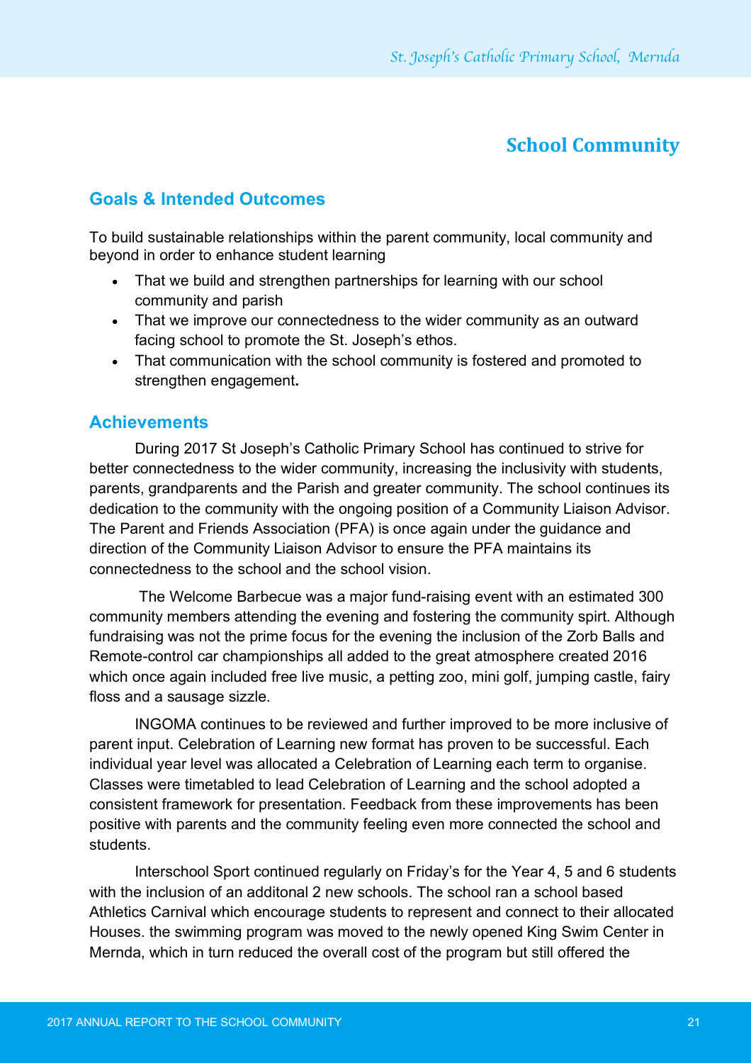# School Community

## Goals & Intended Outcomes

To build sustainable relationships within the parent community, local community and beyond in order to enhance student learning

- That we build and strengthen partnerships for learning with our school community and parish
- That we improve our connectedness to the wider community as an outward facing school to promote the St. Joseph's ethos.
- That communication with the school community is fostered and promoted to strengthen engagement**.**

## Achievements

During 2017 St Joseph's Catholic Primary School has continued to strive for better connectedness to the wider community, increasing the inclusivity with students, parents, grandparents and the Parish and greater community. The school continues its dedication to the community with the ongoing position of a Community Liaison Advisor. The Parent and Friends Association (PFA) is once again under the guidance and direction of the Community Liaison Advisor to ensure the PFA maintains its connectedness to the school and the school vision.

The Welcome Barbecue was a major fund-raising event with an estimated 300 community members attending the evening and fostering the community spirt. Although fundraising was not the prime focus for the evening the inclusion of the Zorb Balls and Remote-control car championships all added to the great atmosphere created 2016 which once again included free live music, a petting zoo, mini golf, jumping castle, fairy floss and a sausage sizzle.

INGOMA continues to be reviewed and further improved to be more inclusive of parent input. Celebration of Learning new format has proven to be successful. Each individual year level was allocated a Celebration of Learning each term to organise. Classes were timetabled to lead Celebration of Learning and the school adopted a consistent framework for presentation. Feedback from these improvements has been positive with parents and the community feeling even more connected the school and students.

Interschool Sport continued regularly on Friday's for the Year 4, 5 and 6 students with the inclusion of an additonal 2 new schools. The school ran a school based Athletics Carnival which encourage students to represent and connect to their allocated Houses. the swimming program was moved to the newly opened King Swim Center in Mernda, which in turn reduced the overall cost of the program but still offered the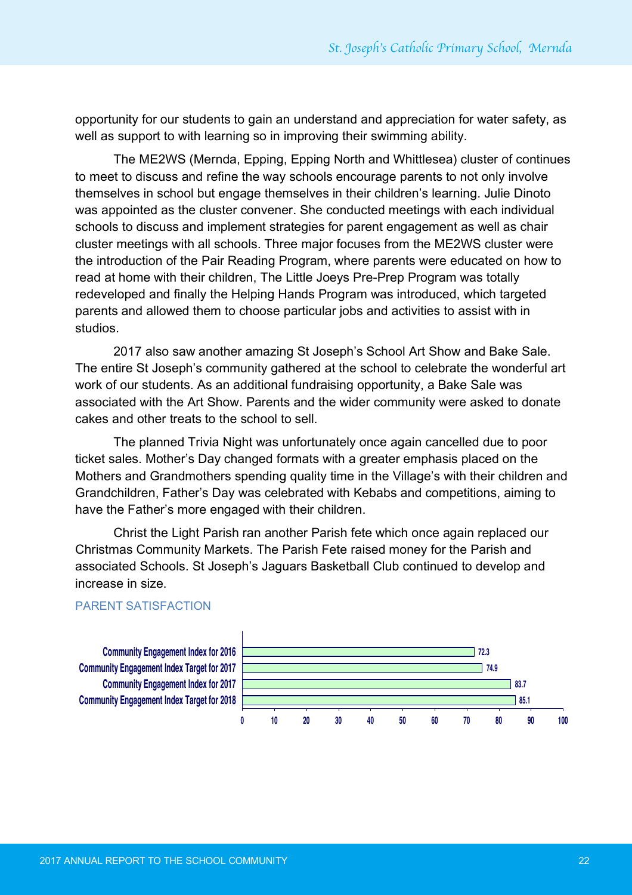opportunity for our students to gain an understand and appreciation for water safety, as well as support to with learning so in improving their swimming ability.

The ME2WS (Mernda, Epping, Epping North and Whittlesea) cluster of continues to meet to discuss and refine the way schools encourage parents to not only involve themselves in school but engage themselves in their children's learning. Julie Dinoto was appointed as the cluster convener. She conducted meetings with each individual schools to discuss and implement strategies for parent engagement as well as chair cluster meetings with all schools. Three major focuses from the ME2WS cluster were the introduction of the Pair Reading Program, where parents were educated on how to read at home with their children, The Little Joeys Pre-Prep Program was totally redeveloped and finally the Helping Hands Program was introduced, which targeted parents and allowed them to choose particular jobs and activities to assist with in studios.

2017 also saw another amazing St Joseph's School Art Show and Bake Sale. The entire St Joseph's community gathered at the school to celebrate the wonderful art work of our students. As an additional fundraising opportunity, a Bake Sale was associated with the Art Show. Parents and the wider community were asked to donate cakes and other treats to the school to sell.

The planned Trivia Night was unfortunately once again cancelled due to poor ticket sales. Mother's Day changed formats with a greater emphasis placed on the Mothers and Grandmothers spending quality time in the Village's with their children and Grandchildren, Father's Day was celebrated with Kebabs and competitions, aiming to have the Father's more engaged with their children.

Christ the Light Parish ran another Parish fete which once again replaced our Christmas Community Markets. The Parish Fete raised money for the Parish and associated Schools. St Joseph's Jaguars Basketball Club continued to develop and increase in size.

## PARENT SATISFACTION

| | Value |
|---|---|
| Community Engagement Index for 2016 | 72.3 |
| Community Engagement Index Target for 2017 | 74.9 |
| Community Engagement Index for 2017 | 83.7 |
| Community Engagement Index Target for 2018 | 85.1 |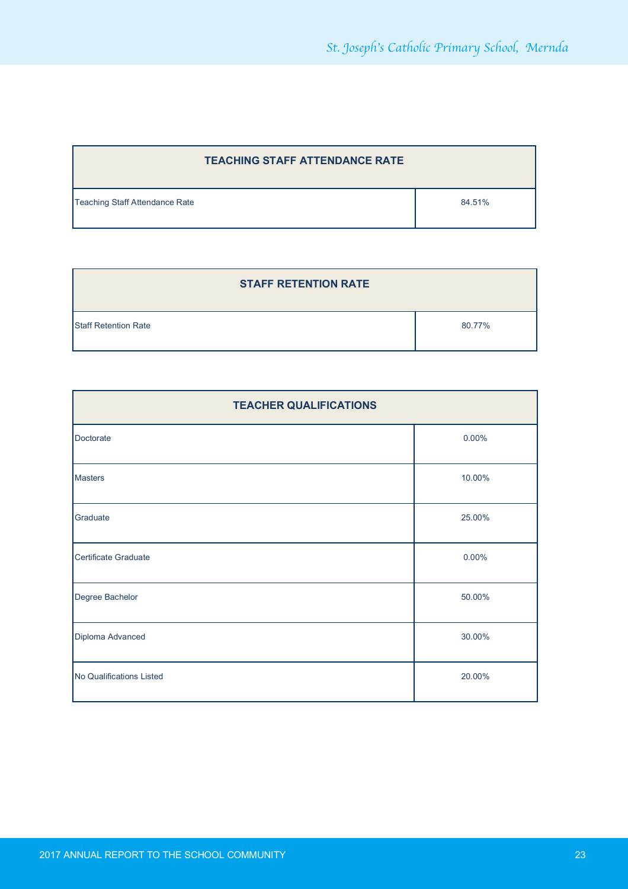| TEACHING STAFF ATTENDANCE RATE | |
|---|---|
| Teaching Staff Attendance Rate | 84.51% |

| STAFF RETENTION RATE | |
|---|---|
| Staff Retention Rate | 80.77% |

| TEACHER QUALIFICATIONS | |
|---|---|
| Doctorate | 0.00% |
| Masters | 10.00% |
| Graduate | 25.00% |
| Certificate Graduate | 0.00% |
| Degree Bachelor | 50.00% |
| Diploma Advanced | 30.00% |
| No Qualifications Listed | 20.00% |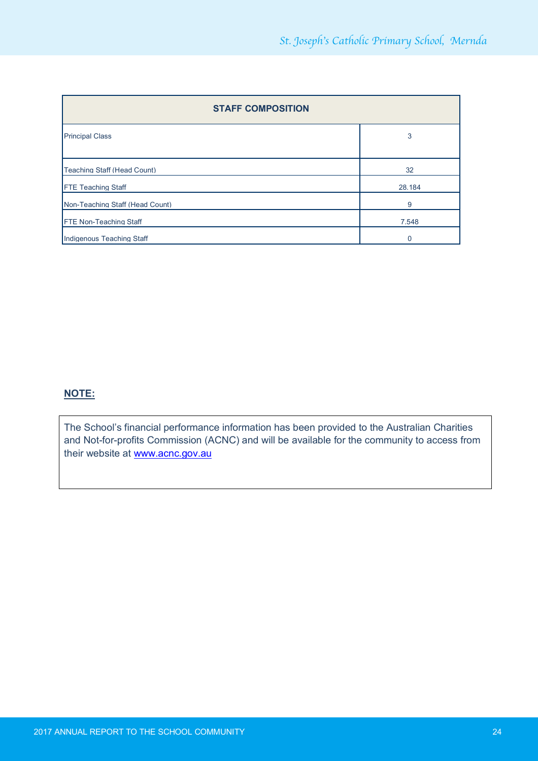| STAFF COMPOSITION | |
|---|---|
| Principal Class | 3 |
| Teaching Staff (Head Count) | 32 |
| FTE Teaching Staff | 28.184 |
| Non-Teaching Staff (Head Count) | 9 |
| FTE Non-Teaching Staff | 7.548 |
| Indigenous Teaching Staff | 0 |

**NOTE:**

The School's financial performance information has been provided to the Australian Charities and Not-for-profits Commission (ACNC) and will be available for the community to access from their website at [www.acnc.gov.au](http://www.acnc.gov.au)